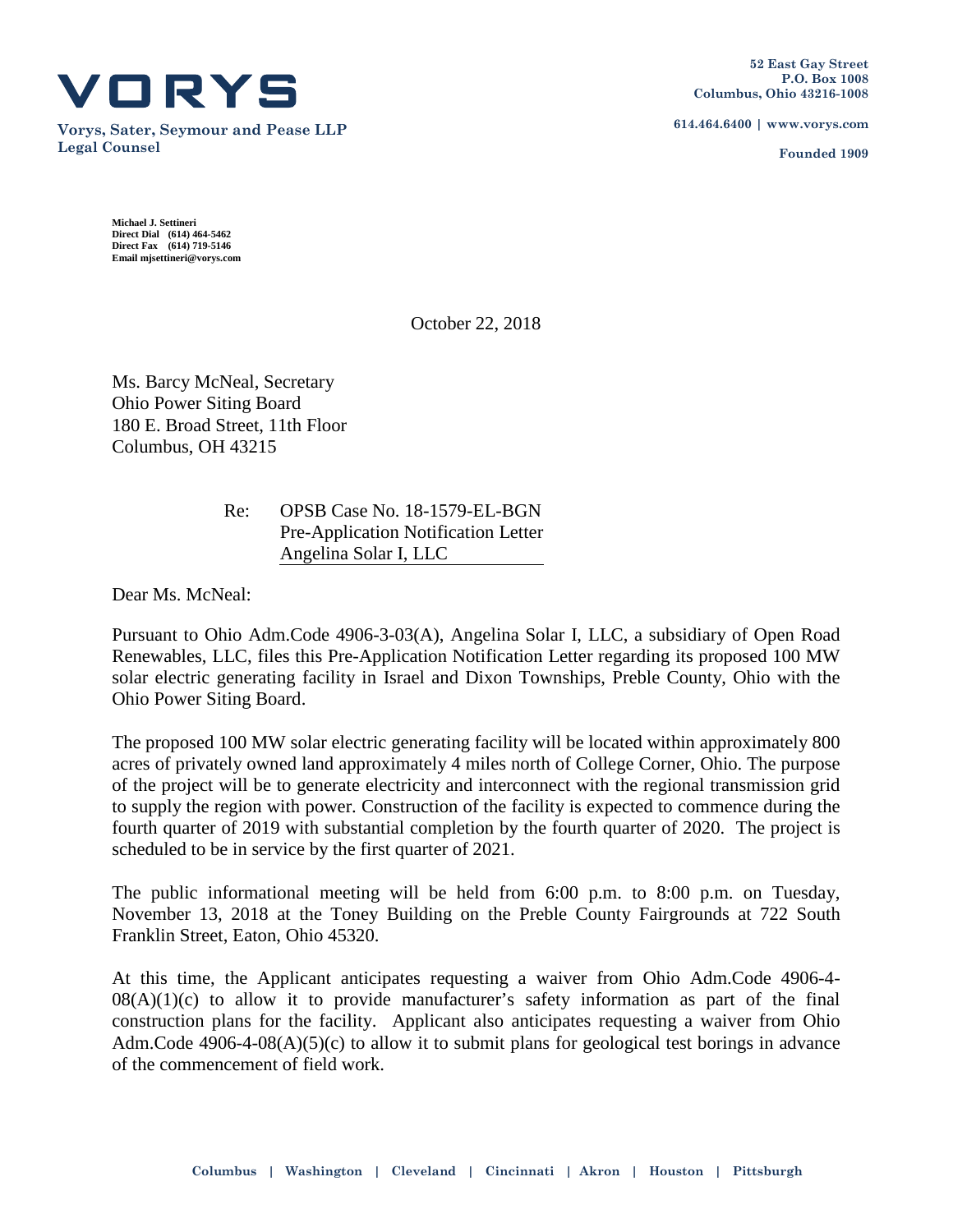# VORYS

**Vorys, Sater, Seymour and Pease LLP**
**Legal Counsel**

**52 East Gay Street**
**P.O. Box 1008**
**Columbus, Ohio 43216-1008**

**614.464.6400 | www.vorys.com**

**Founded 1909**

**Michael J. Settineri**
**Direct Dial (614) 464-5462**
**Direct Fax (614) 719-5146**
**Email mjsettineri@vorys.com**

October 22, 2018

Ms. Barcy McNeal, Secretary
Ohio Power Siting Board
180 E. Broad Street, 11th Floor
Columbus, OH 43215

Re: OPSB Case No. 18-1579-EL-BGN
Pre-Application Notification Letter
Angelina Solar I, LLC

Dear Ms. McNeal:

Pursuant to Ohio Adm.Code 4906-3-03(A), Angelina Solar I, LLC, a subsidiary of Open Road Renewables, LLC, files this Pre-Application Notification Letter regarding its proposed 100 MW solar electric generating facility in Israel and Dixon Townships, Preble County, Ohio with the Ohio Power Siting Board.

The proposed 100 MW solar electric generating facility will be located within approximately 800 acres of privately owned land approximately 4 miles north of College Corner, Ohio. The purpose of the project will be to generate electricity and interconnect with the regional transmission grid to supply the region with power. Construction of the facility is expected to commence during the fourth quarter of 2019 with substantial completion by the fourth quarter of 2020. The project is scheduled to be in service by the first quarter of 2021.

The public informational meeting will be held from 6:00 p.m. to 8:00 p.m. on Tuesday, November 13, 2018 at the Toney Building on the Preble County Fairgrounds at 722 South Franklin Street, Eaton, Ohio 45320.

At this time, the Applicant anticipates requesting a waiver from Ohio Adm.Code 4906-4-08(A)(1)(c) to allow it to provide manufacturer's safety information as part of the final construction plans for the facility. Applicant also anticipates requesting a waiver from Ohio Adm.Code 4906-4-08(A)(5)(c) to allow it to submit plans for geological test borings in advance of the commencement of field work.

Columbus | Washington | Cleveland | Cincinnati | Akron | Houston | Pittsburgh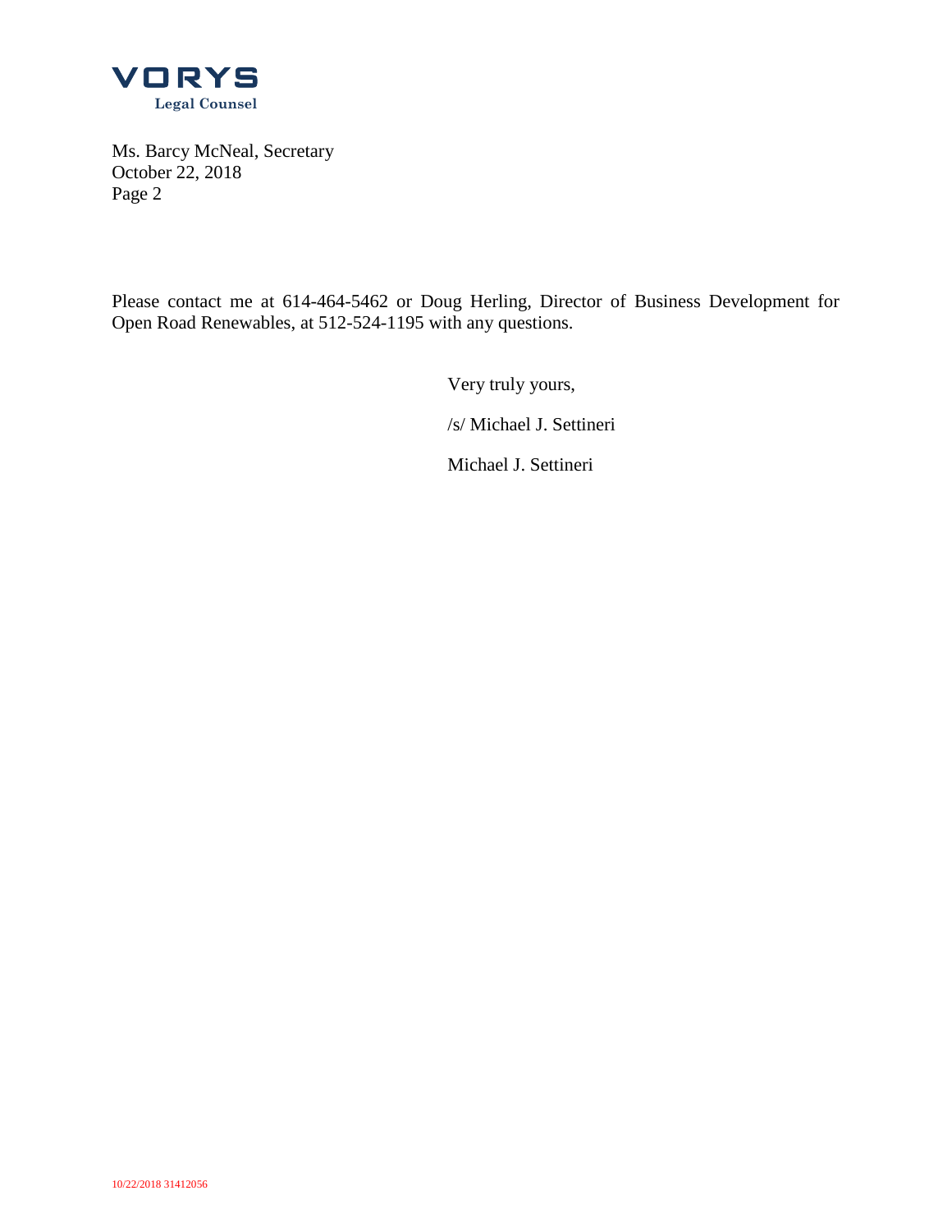Please contact me at 614-464-5462 or Doug Herling, Director of Business Development for Open Road Renewables, at 512-524-1195 with any questions.

Very truly yours,

/s/ Michael J. Settineri

Michael J. Settineri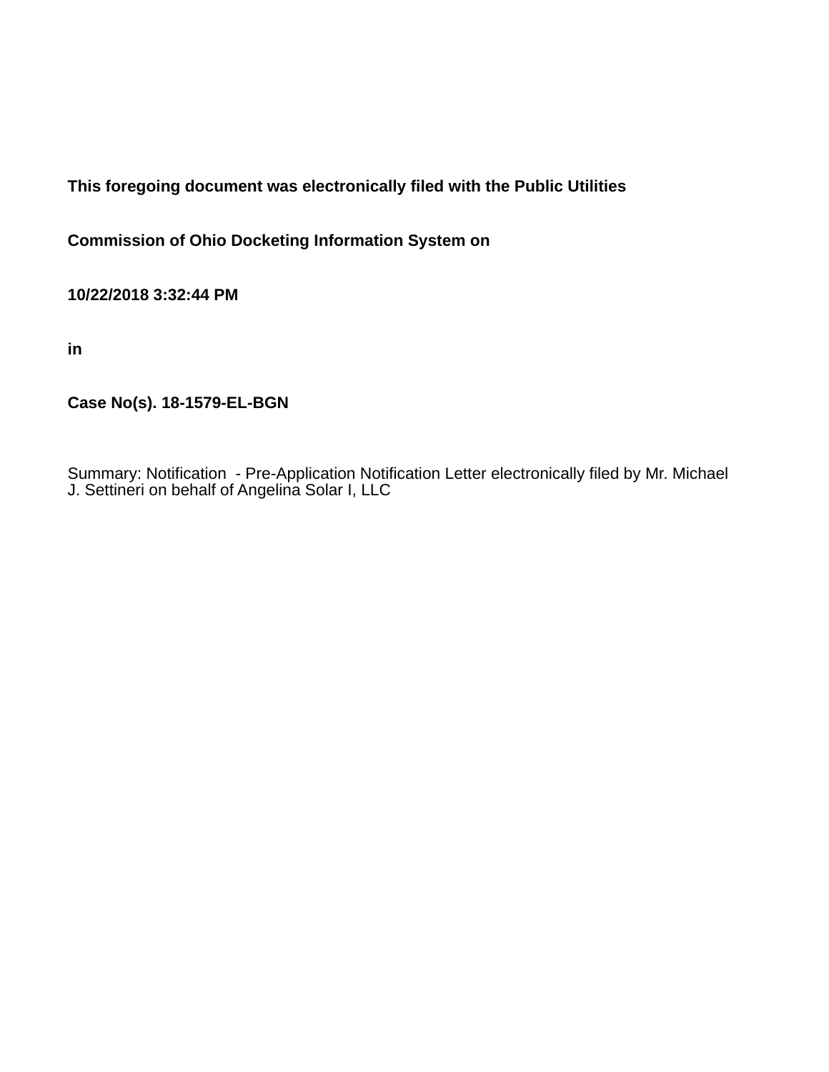**This foregoing document was electronically filed with the Public Utilities**

**Commission of Ohio Docketing Information System on**

**10/22/2018 3:32:44 PM**

**in**

**Case No(s). 18-1579-EL-BGN**

Summary: Notification - Pre-Application Notification Letter electronically filed by Mr. Michael J. Settineri on behalf of Angelina Solar I, LLC